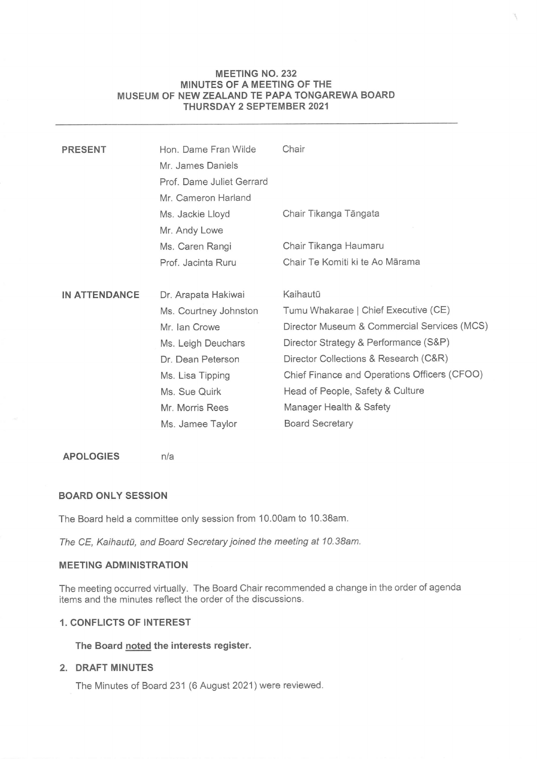# MEETING NO. 232
# MINUTES OF A MEETING OF THE MUSEUM OF NEW ZEALAND TE PAPA TONGAREWA BOARD
# THURSDAY 2 SEPTEMBER 2021

| | | |
|---|---|---|
| **PRESENT** | Hon. Dame Fran Wilde | Chair |
| | Mr. James Daniels | |
| | Prof. Dame Juliet Gerrard | |
| | Mr. Cameron Harland | |
| | Ms. Jackie Lloyd | Chair Tikanga Tāngata |
| | Mr. Andy Lowe | |
| | Ms. Caren Rangi | Chair Tikanga Haumaru |
| | Prof. Jacinta Ruru | Chair Te Komiti ki te Ao Mārama |
| **IN ATTENDANCE** | Dr. Arapata Hakiwai | Kaihautū |
| | Ms. Courtney Johnston | Tumu Whakarae \| Chief Executive (CE) |
| | Mr. Ian Crowe | Director Museum & Commercial Services (MCS) |
| | Ms. Leigh Deuchars | Director Strategy & Performance (S&P) |
| | Dr. Dean Peterson | Director Collections & Research (C&R) |
| | Ms. Lisa Tipping | Chief Finance and Operations Officers (CFOO) |
| | Ms. Sue Quirk | Head of People, Safety & Culture |
| | Mr. Morris Rees | Manager Health & Safety |
| | Ms. Jamee Taylor | Board Secretary |
| **APOLOGIES** | n/a | |

## BOARD ONLY SESSION

The Board held a committee only session from 10.00am to 10.38am.

*The CE, Kaihautū, and Board Secretary joined the meeting at 10.38am.*

## MEETING ADMINISTRATION

The meeting occurred virtually. The Board Chair recommended a change in the order of agenda items and the minutes reflect the order of the discussions.

## 1. CONFLICTS OF INTEREST

**The Board noted the interests register.**

## 2. DRAFT MINUTES

The Minutes of Board 231 (6 August 2021) were reviewed.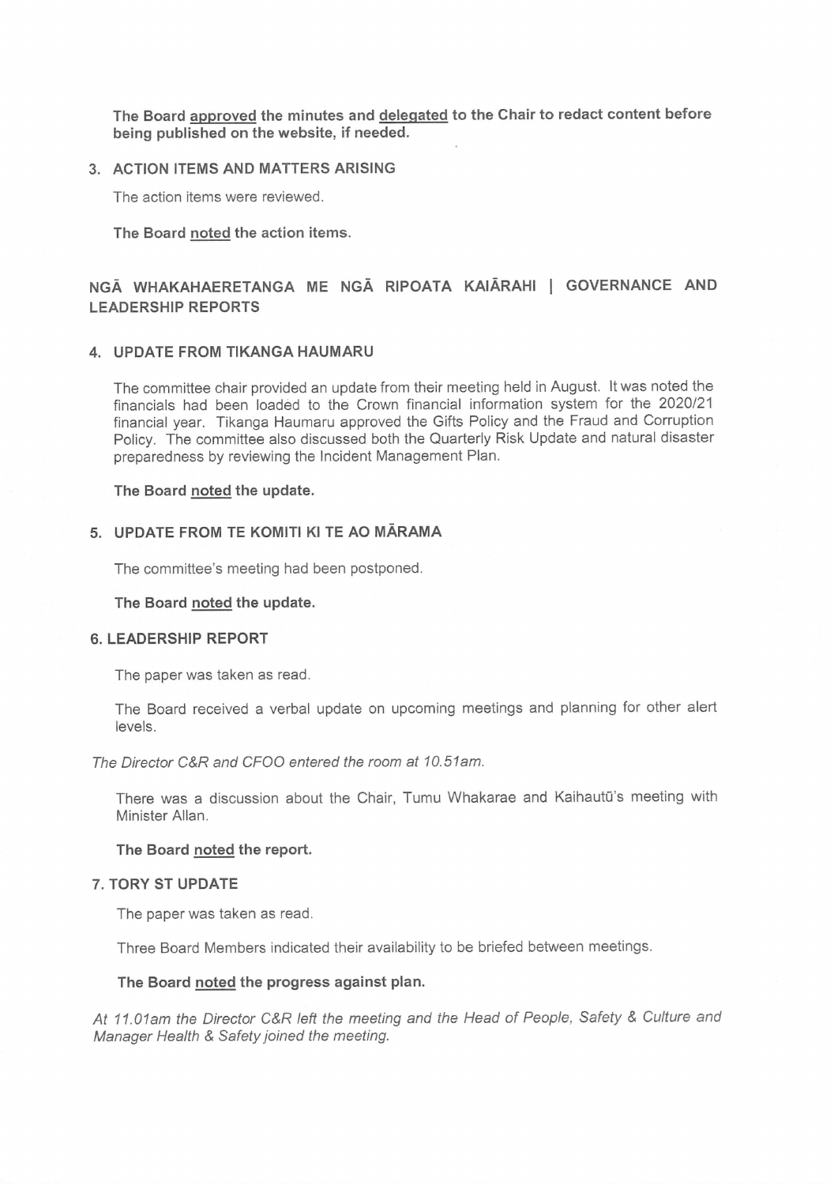**The Board <u>approved</u> the minutes and <u>delegated</u> to the Chair to redact content before being published on the website, if needed.**

## 3. ACTION ITEMS AND MATTERS ARISING

The action items were reviewed.

**The Board <u>noted</u> the action items.**

# NGĀ WHAKAHAERETANGA ME NGĀ RIPOATA KAIĀRAHI | GOVERNANCE AND LEADERSHIP REPORTS

## 4. UPDATE FROM TIKANGA HAUMARU

The committee chair provided an update from their meeting held in August. It was noted the financials had been loaded to the Crown financial information system for the 2020/21 financial year. Tikanga Haumaru approved the Gifts Policy and the Fraud and Corruption Policy. The committee also discussed both the Quarterly Risk Update and natural disaster preparedness by reviewing the Incident Management Plan.

**The Board <u>noted</u> the update.**

## 5. UPDATE FROM TE KOMITI KI TE AO MĀRAMA

The committee's meeting had been postponed.

**The Board <u>noted</u> the update.**

## 6. LEADERSHIP REPORT

The paper was taken as read.

The Board received a verbal update on upcoming meetings and planning for other alert levels.

*The Director C&R and CFOO entered the room at 10.51am.*

There was a discussion about the Chair, Tumu Whakarae and Kaihautū's meeting with Minister Allan.

**The Board <u>noted</u> the report.**

## 7. TORY ST UPDATE

The paper was taken as read.

Three Board Members indicated their availability to be briefed between meetings.

**The Board <u>noted</u> the progress against plan.**

*At 11.01am the Director C&R left the meeting and the Head of People, Safety & Culture and Manager Health & Safety joined the meeting.*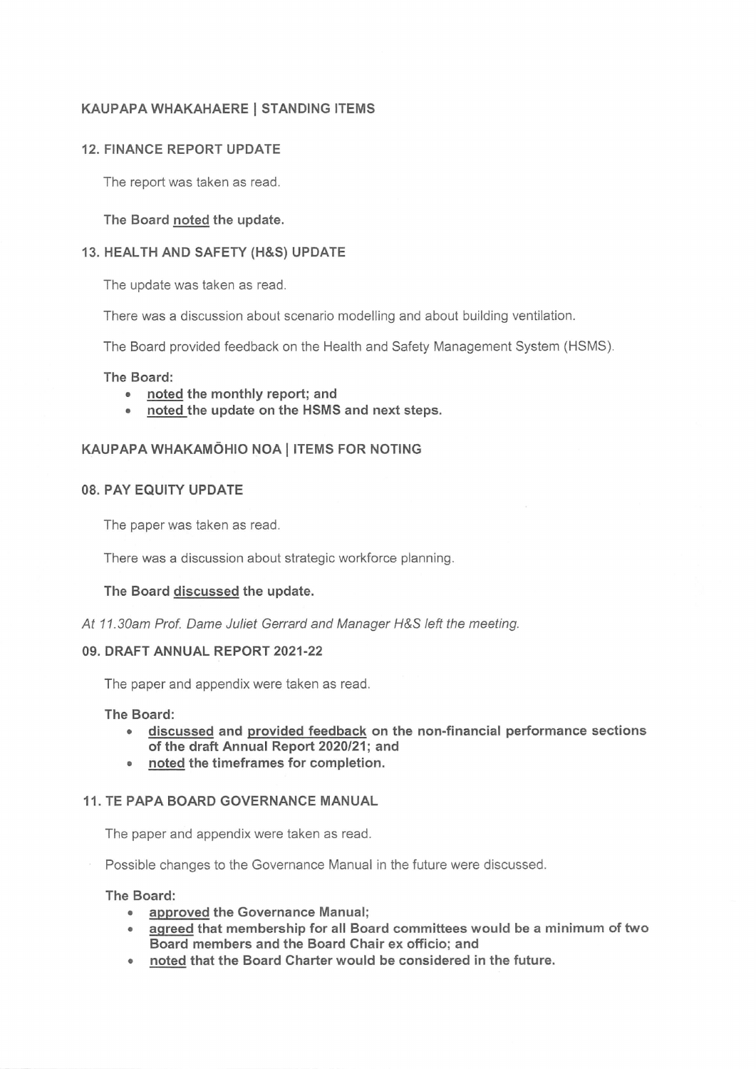## KAUPAPA WHAKAHAERE | STANDING ITEMS

### 12. FINANCE REPORT UPDATE

The report was taken as read.

**The Board <u>noted</u> the update.**

### 13. HEALTH AND SAFETY (H&S) UPDATE

The update was taken as read.

There was a discussion about scenario modelling and about building ventilation.

The Board provided feedback on the Health and Safety Management System (HSMS).

**The Board:**

- **<u>noted</u> the monthly report; and**
- **<u>noted</u> the update on the HSMS and next steps.**

## KAUPAPA WHAKAMŌHIO NOA | ITEMS FOR NOTING

### 08. PAY EQUITY UPDATE

The paper was taken as read.

There was a discussion about strategic workforce planning.

**The Board <u>discussed</u> the update.**

*At 11.30am Prof. Dame Juliet Gerrard and Manager H&S left the meeting.*

### 09. DRAFT ANNUAL REPORT 2021-22

The paper and appendix were taken as read.

**The Board:**

- **<u>discussed</u> and <u>provided feedback</u> on the non-financial performance sections of the draft Annual Report 2020/21; and**
- **<u>noted</u> the timeframes for completion.**

### 11. TE PAPA BOARD GOVERNANCE MANUAL

The paper and appendix were taken as read.

Possible changes to the Governance Manual in the future were discussed.

**The Board:**

- **<u>approved</u> the Governance Manual;**
- **<u>agreed</u> that membership for all Board committees would be a minimum of two Board members and the Board Chair ex officio; and**
- **<u>noted</u> that the Board Charter would be considered in the future.**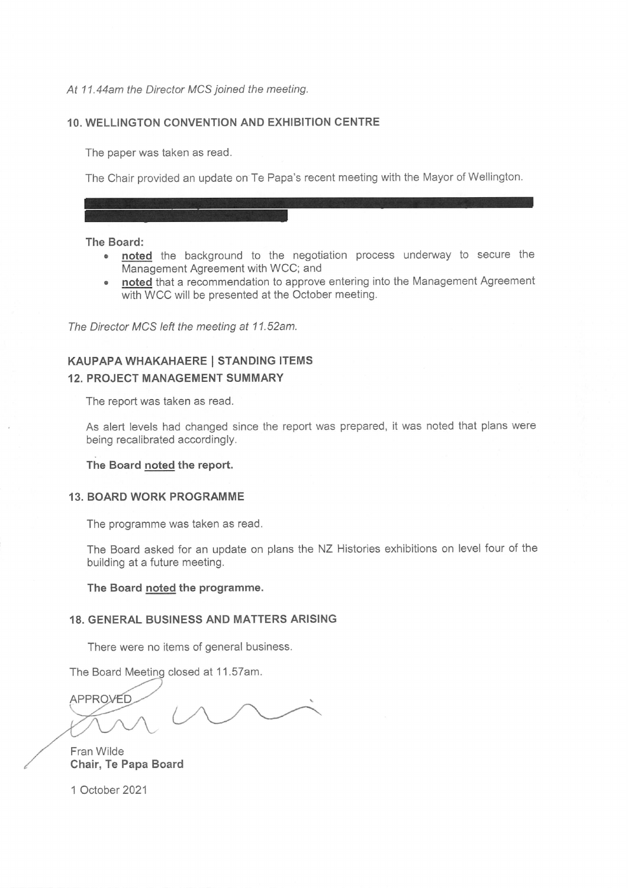*At 11.44am the Director MCS joined the meeting.*

## 10. WELLINGTON CONVENTION AND EXHIBITION CENTRE

The paper was taken as read.

The Chair provided an update on Te Papa's recent meeting with the Mayor of Wellington.

**The Board:**

- **noted** the background to the negotiation process underway to secure the Management Agreement with WCC; and
- **noted** that a recommendation to approve entering into the Management Agreement with WCC will be presented at the October meeting.

*The Director MCS left the meeting at 11.52am.*

## KAUPAPA WHAKAHAERE | STANDING ITEMS

## 12. PROJECT MANAGEMENT SUMMARY

The report was taken as read.

As alert levels had changed since the report was prepared, it was noted that plans were being recalibrated accordingly.

**The Board noted the report.**

## 13. BOARD WORK PROGRAMME

The programme was taken as read.

The Board asked for an update on plans the NZ Histories exhibitions on level four of the building at a future meeting.

**The Board noted the programme.**

## 18. GENERAL BUSINESS AND MATTERS ARISING

There were no items of general business.

The Board Meeting closed at 11.57am.

APPROVED

Fran Wilde
**Chair, Te Papa Board**

1 October 2021